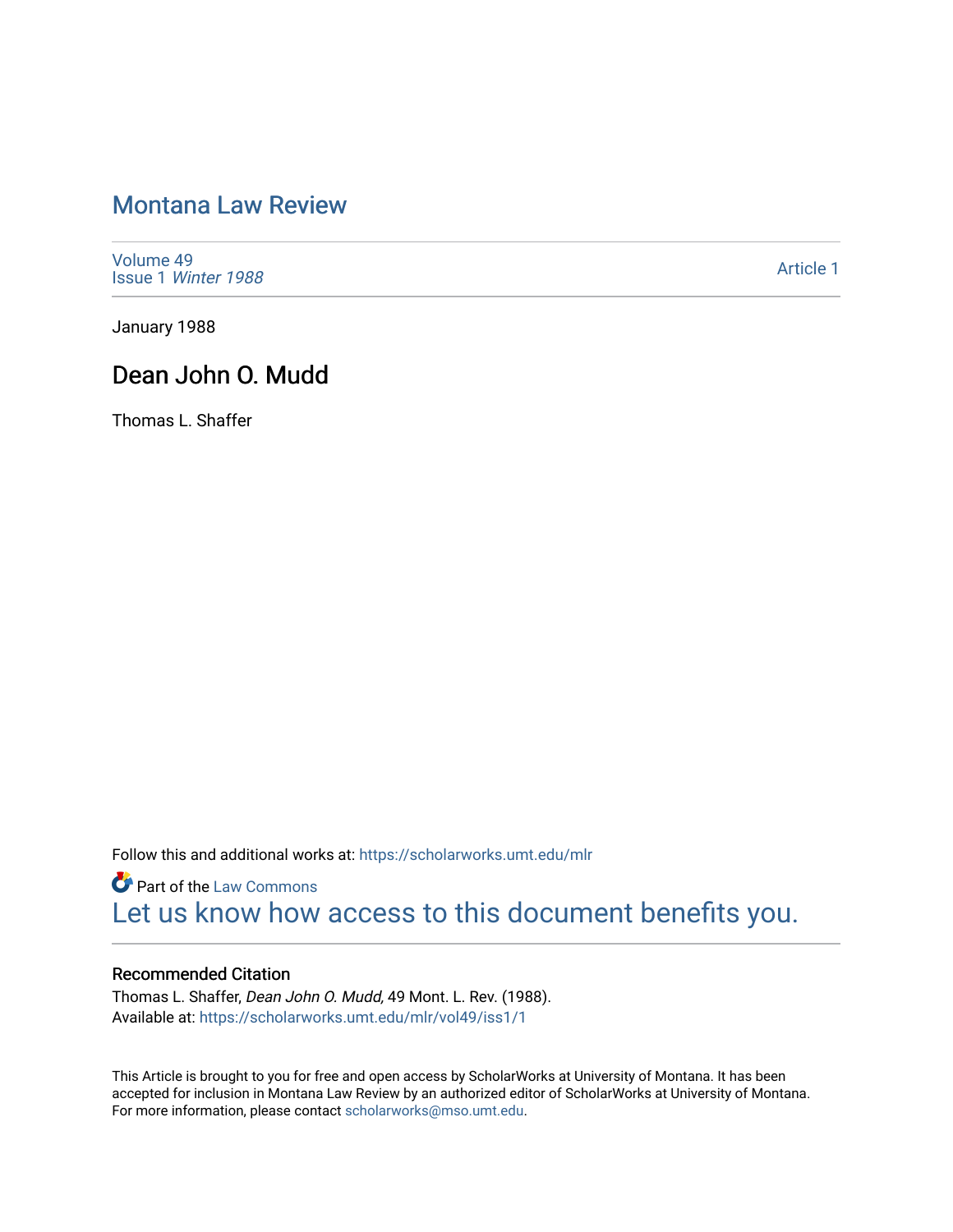# Montana Law Review

Volume 49
Issue 1 *Winter 1988*

Article 1

January 1988

## Dean John O. Mudd

Thomas L. Shaffer

Follow this and additional works at: https://scholarworks.umt.edu/mlr

Part of the Law Commons

Let us know how access to this document benefits you.

### Recommended Citation

Thomas L. Shaffer, *Dean John O. Mudd,* 49 Mont. L. Rev. (1988).
Available at: https://scholarworks.umt.edu/mlr/vol49/iss1/1

This Article is brought to you for free and open access by ScholarWorks at University of Montana. It has been accepted for inclusion in Montana Law Review by an authorized editor of ScholarWorks at University of Montana. For more information, please contact scholarworks@mso.umt.edu.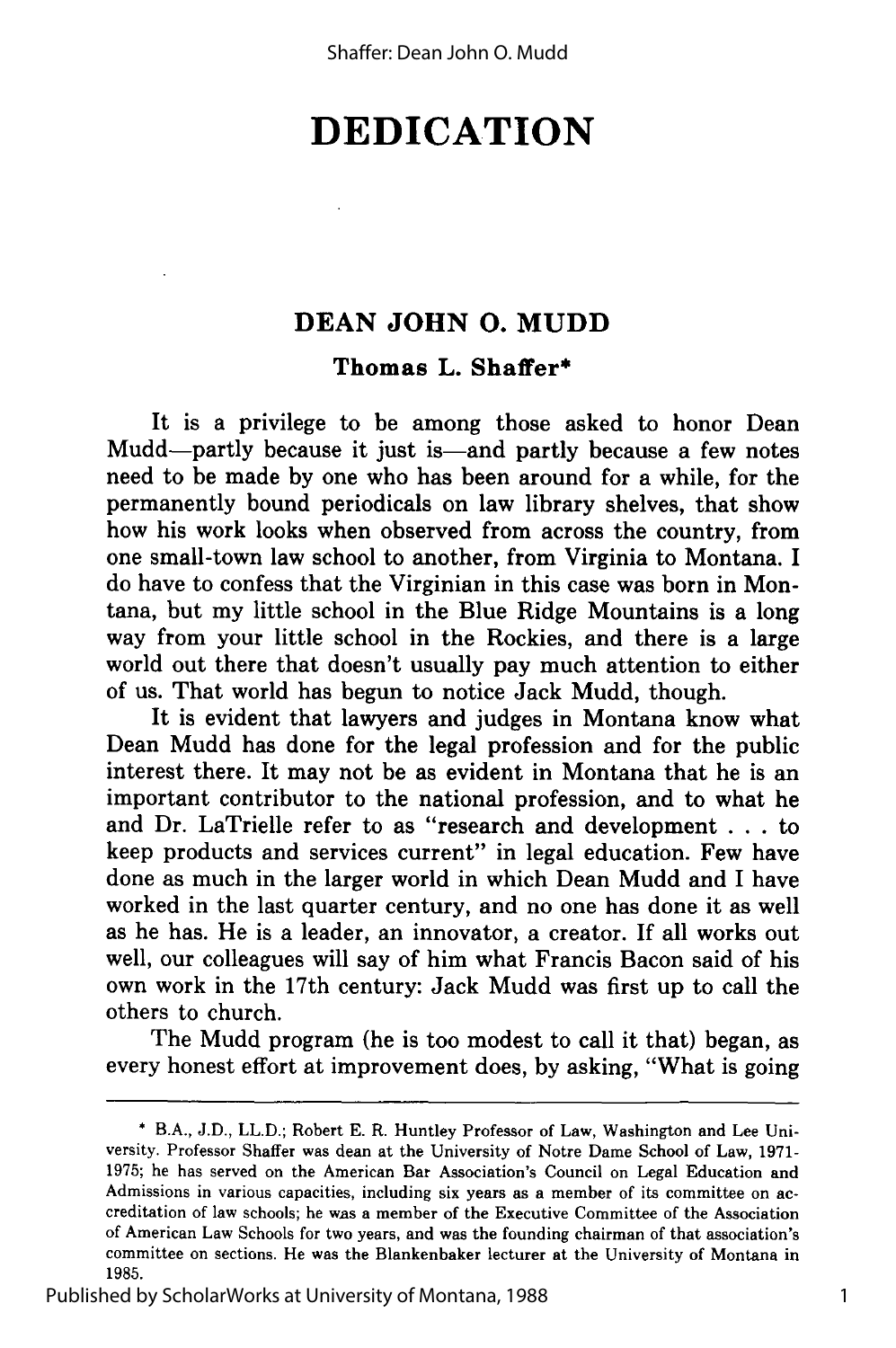# DEDICATION

## DEAN JOHN O. MUDD

### Thomas L. Shaffer*

It is a privilege to be among those asked to honor Dean Mudd—partly because it just is—and partly because a few notes need to be made by one who has been around for a while, for the permanently bound periodicals on law library shelves, that show how his work looks when observed from across the country, from one small-town law school to another, from Virginia to Montana. I do have to confess that the Virginian in this case was born in Montana, but my little school in the Blue Ridge Mountains is a long way from your little school in the Rockies, and there is a large world out there that doesn't usually pay much attention to either of us. That world has begun to notice Jack Mudd, though.

It is evident that lawyers and judges in Montana know what Dean Mudd has done for the legal profession and for the public interest there. It may not be as evident in Montana that he is an important contributor to the national profession, and to what he and Dr. LaTrielle refer to as "research and development . . . to keep products and services current" in legal education. Few have done as much in the larger world in which Dean Mudd and I have worked in the last quarter century, and no one has done it as well as he has. He is a leader, an innovator, a creator. If all works out well, our colleagues will say of him what Francis Bacon said of his own work in the 17th century: Jack Mudd was first up to call the others to church.

The Mudd program (he is too modest to call it that) began, as every honest effort at improvement does, by asking, "What is going

---

\* B.A., J.D., LL.D.; Robert E. R. Huntley Professor of Law, Washington and Lee University. Professor Shaffer was dean at the University of Notre Dame School of Law, 1971-1975; he has served on the American Bar Association's Council on Legal Education and Admissions in various capacities, including six years as a member of its committee on accreditation of law schools; he was a member of the Executive Committee of the Association of American Law Schools for two years, and was the founding chairman of that association's committee on sections. He was the Blankenbaker lecturer at the University of Montana in 1985.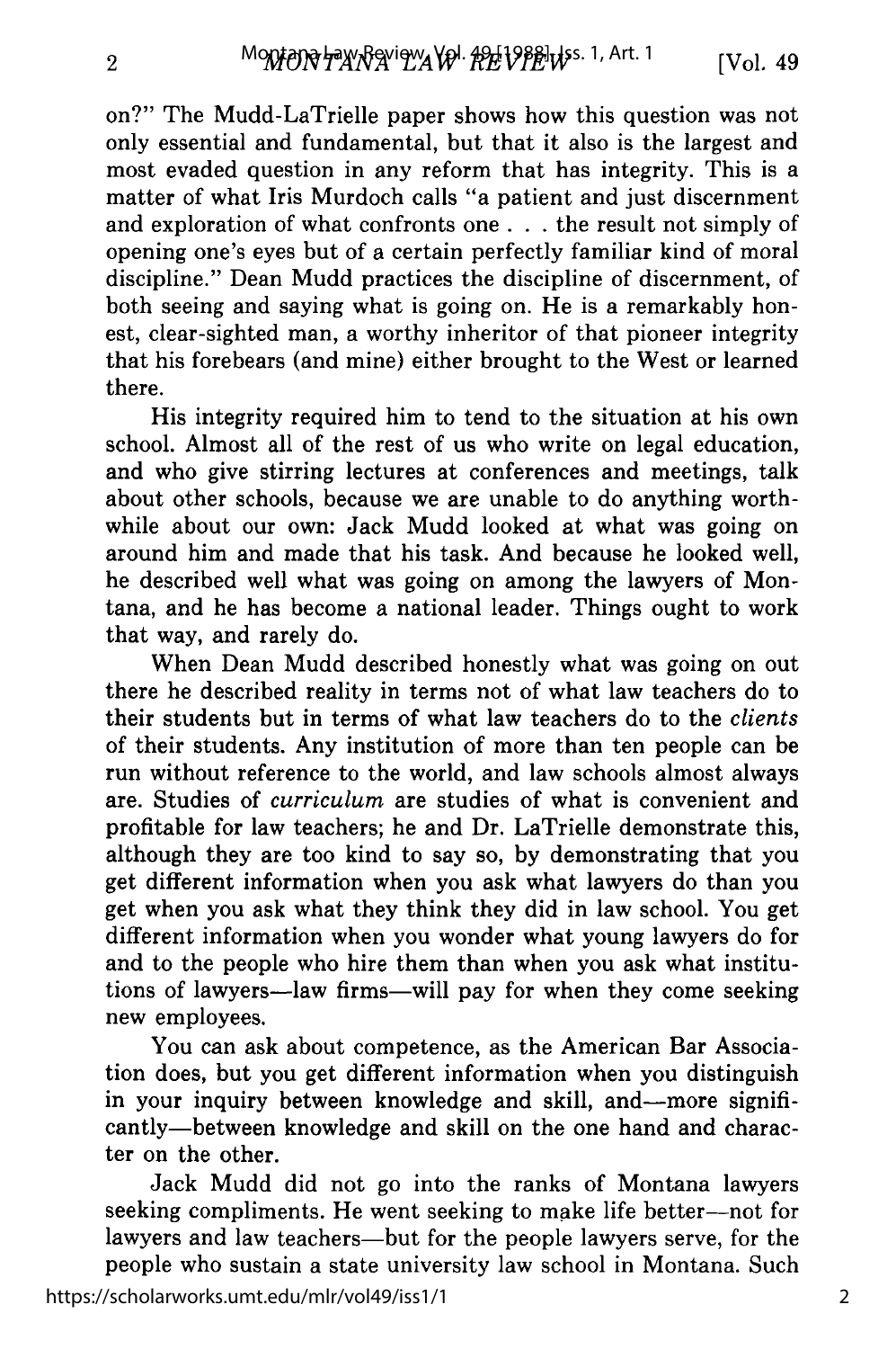on?" The Mudd-LaTrielle paper shows how this question was not only essential and fundamental, but that it also is the largest and most evaded question in any reform that has integrity. This is a matter of what Iris Murdoch calls "a patient and just discernment and exploration of what confronts one . . . the result not simply of opening one's eyes but of a certain perfectly familiar kind of moral discipline." Dean Mudd practices the discipline of discernment, of both seeing and saying what is going on. He is a remarkably honest, clear-sighted man, a worthy inheritor of that pioneer integrity that his forebears (and mine) either brought to the West or learned there.

His integrity required him to tend to the situation at his own school. Almost all of the rest of us who write on legal education, and who give stirring lectures at conferences and meetings, talk about other schools, because we are unable to do anything worthwhile about our own: Jack Mudd looked at what was going on around him and made that his task. And because he looked well, he described well what was going on among the lawyers of Montana, and he has become a national leader. Things ought to work that way, and rarely do.

When Dean Mudd described honestly what was going on out there he described reality in terms not of what law teachers do to their students but in terms of what law teachers do to the *clients* of their students. Any institution of more than ten people can be run without reference to the world, and law schools almost always are. Studies of *curriculum* are studies of what is convenient and profitable for law teachers; he and Dr. LaTrielle demonstrate this, although they are too kind to say so, by demonstrating that you get different information when you ask what lawyers do than you get when you ask what they think they did in law school. You get different information when you wonder what young lawyers do for and to the people who hire them than when you ask what institutions of lawyers—law firms—will pay for when they come seeking new employees.

You can ask about competence, as the American Bar Association does, but you get different information when you distinguish in your inquiry between knowledge and skill, and—more significantly—between knowledge and skill on the one hand and character on the other.

Jack Mudd did not go into the ranks of Montana lawyers seeking compliments. He went seeking to make life better—not for lawyers and law teachers—but for the people lawyers serve, for the people who sustain a state university law school in Montana. Such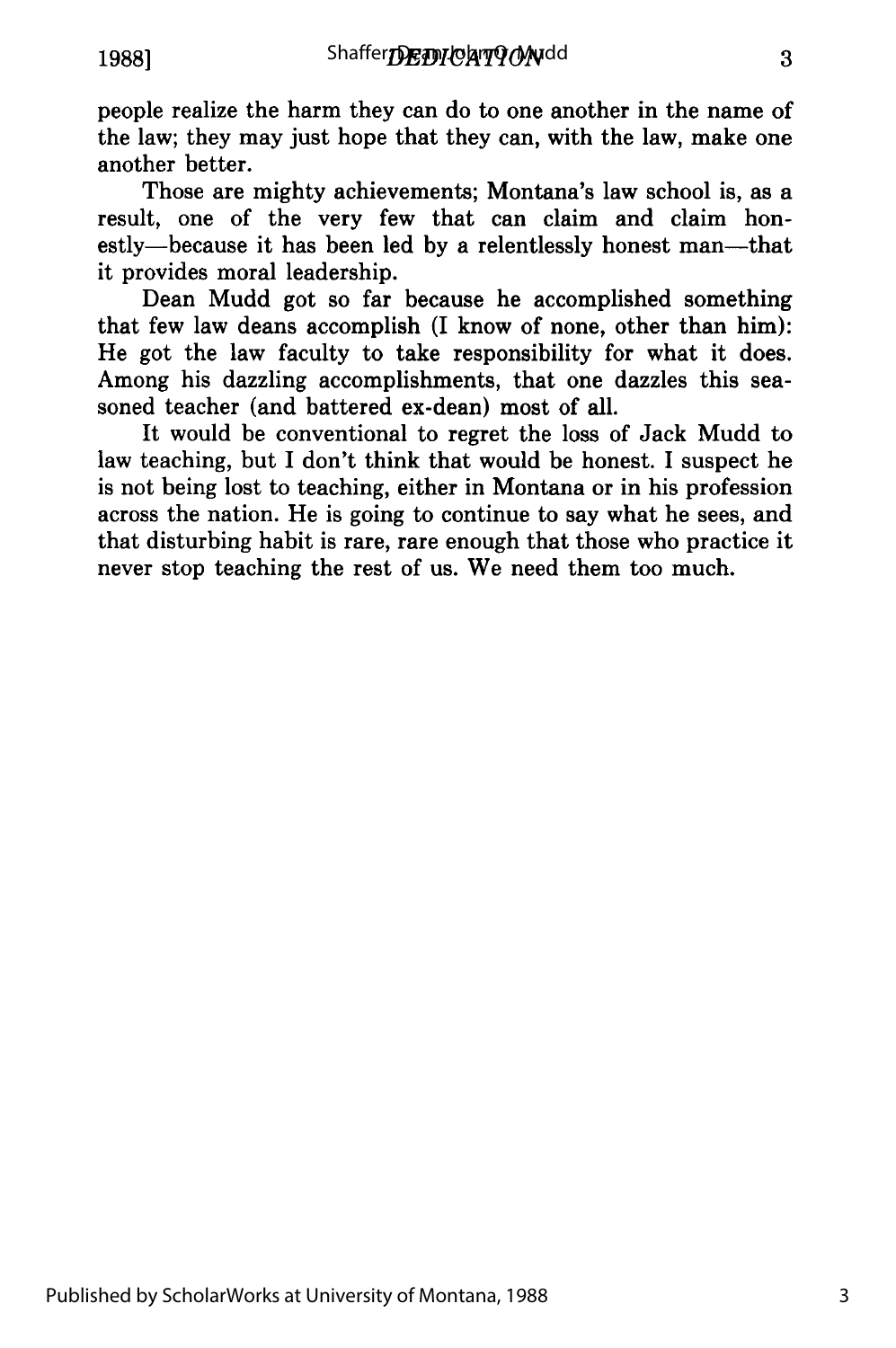people realize the harm they can do to one another in the name of the law; they may just hope that they can, with the law, make one another better.

Those are mighty achievements; Montana's law school is, as a result, one of the very few that can claim and claim honestly—because it has been led by a relentlessly honest man—that it provides moral leadership.

Dean Mudd got so far because he accomplished something that few law deans accomplish (I know of none, other than him): He got the law faculty to take responsibility for what it does. Among his dazzling accomplishments, that one dazzles this seasoned teacher (and battered ex-dean) most of all.

It would be conventional to regret the loss of Jack Mudd to law teaching, but I don't think that would be honest. I suspect he is not being lost to teaching, either in Montana or in his profession across the nation. He is going to continue to say what he sees, and that disturbing habit is rare, rare enough that those who practice it never stop teaching the rest of us. We need them too much.